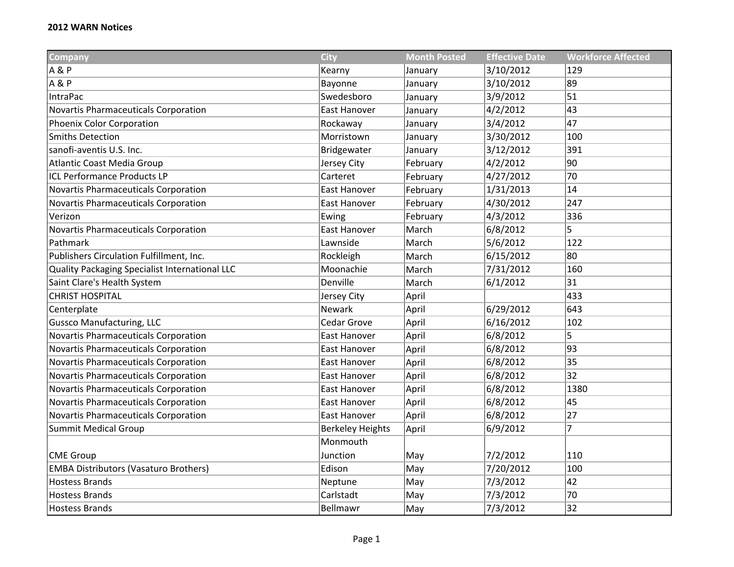## 2012 WARN Notices

| Company | City | Month Posted | Effective Date | Workforce Affected |
| --- | --- | --- | --- | --- |
| A & P | Kearny | January | 3/10/2012 | 129 |
| A & P | Bayonne | January | 3/10/2012 | 89 |
| IntraPac | Swedesboro | January | 3/9/2012 | 51 |
| Novartis Pharmaceuticals Corporation | East Hanover | January | 4/2/2012 | 43 |
| Phoenix Color Corporation | Rockaway | January | 3/4/2012 | 47 |
| Smiths Detection | Morristown | January | 3/30/2012 | 100 |
| sanofi-aventis U.S. Inc. | Bridgewater | January | 3/12/2012 | 391 |
| Atlantic Coast Media Group | Jersey City | February | 4/2/2012 | 90 |
| ICL Performance Products LP | Carteret | February | 4/27/2012 | 70 |
| Novartis Pharmaceuticals Corporation | East Hanover | February | 1/31/2013 | 14 |
| Novartis Pharmaceuticals Corporation | East Hanover | February | 4/30/2012 | 247 |
| Verizon | Ewing | February | 4/3/2012 | 336 |
| Novartis Pharmaceuticals Corporation | East Hanover | March | 6/8/2012 | 5 |
| Pathmark | Lawnside | March | 5/6/2012 | 122 |
| Publishers Circulation Fulfillment, Inc. | Rockleigh | March | 6/15/2012 | 80 |
| Quality Packaging Specialist International LLC | Moonachie | March | 7/31/2012 | 160 |
| Saint Clare's Health System | Denville | March | 6/1/2012 | 31 |
| CHRIST HOSPITAL | Jersey City | April | | 433 |
| Centerplate | Newark | April | 6/29/2012 | 643 |
| Gussco Manufacturing, LLC | Cedar Grove | April | 6/16/2012 | 102 |
| Novartis Pharmaceuticals Corporation | East Hanover | April | 6/8/2012 | 5 |
| Novartis Pharmaceuticals Corporation | East Hanover | April | 6/8/2012 | 93 |
| Novartis Pharmaceuticals Corporation | East Hanover | April | 6/8/2012 | 35 |
| Novartis Pharmaceuticals Corporation | East Hanover | April | 6/8/2012 | 32 |
| Novartis Pharmaceuticals Corporation | East Hanover | April | 6/8/2012 | 1380 |
| Novartis Pharmaceuticals Corporation | East Hanover | April | 6/8/2012 | 45 |
| Novartis Pharmaceuticals Corporation | East Hanover | April | 6/8/2012 | 27 |
| Summit Medical Group | Berkeley Heights | April | 6/9/2012 | 7 |
| CME Group | Monmouth Junction | May | 7/2/2012 | 110 |
| EMBA Distributors (Vasaturo Brothers) | Edison | May | 7/20/2012 | 100 |
| Hostess Brands | Neptune | May | 7/3/2012 | 42 |
| Hostess Brands | Carlstadt | May | 7/3/2012 | 70 |
| Hostess Brands | Bellmawr | May | 7/3/2012 | 32 |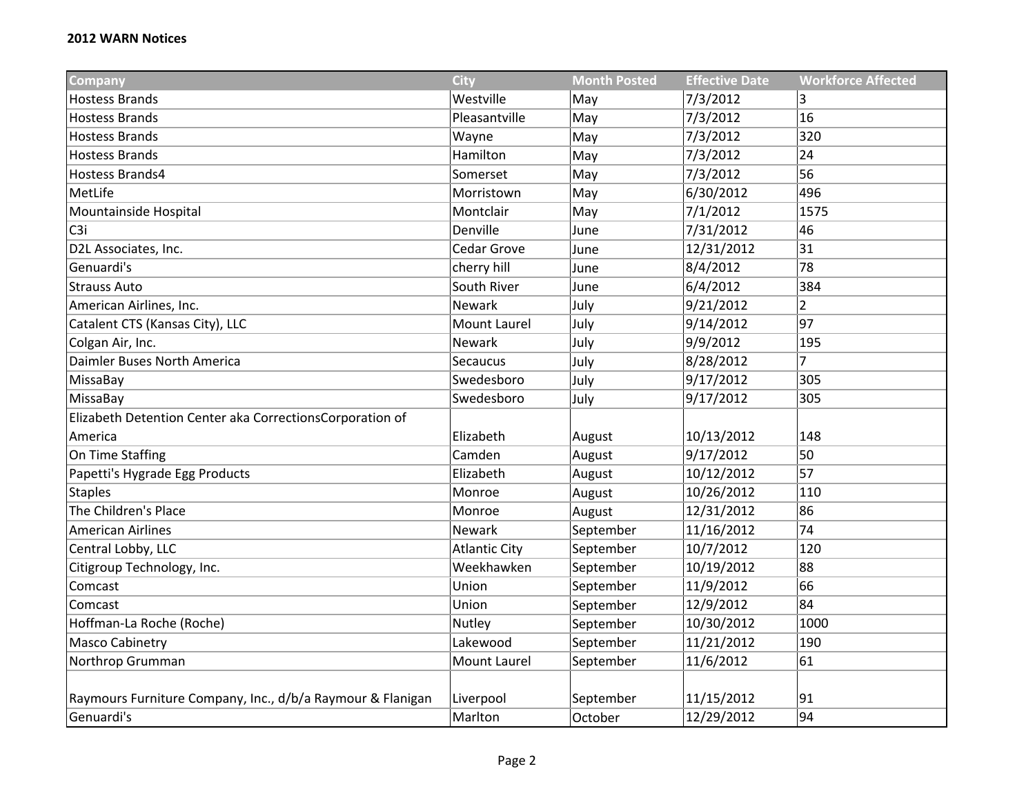**2012 WARN Notices**

| Company | City | Month Posted | Effective Date | Workforce Affected |
|---|---|---|---|---|
| Hostess Brands | Westville | May | 7/3/2012 | 3 |
| Hostess Brands | Pleasantville | May | 7/3/2012 | 16 |
| Hostess Brands | Wayne | May | 7/3/2012 | 320 |
| Hostess Brands | Hamilton | May | 7/3/2012 | 24 |
| Hostess Brands4 | Somerset | May | 7/3/2012 | 56 |
| MetLife | Morristown | May | 6/30/2012 | 496 |
| Mountainside Hospital | Montclair | May | 7/1/2012 | 1575 |
| C3i | Denville | June | 7/31/2012 | 46 |
| D2L Associates, Inc. | Cedar Grove | June | 12/31/2012 | 31 |
| Genuardi's | cherry hill | June | 8/4/2012 | 78 |
| Strauss Auto | South River | June | 6/4/2012 | 384 |
| American Airlines, Inc. | Newark | July | 9/21/2012 | 2 |
| Catalent CTS (Kansas City), LLC | Mount Laurel | July | 9/14/2012 | 97 |
| Colgan Air, Inc. | Newark | July | 9/9/2012 | 195 |
| Daimler Buses North America | Secaucus | July | 8/28/2012 | 7 |
| MissaBay | Swedesboro | July | 9/17/2012 | 305 |
| MissaBay | Swedesboro | July | 9/17/2012 | 305 |
| Elizabeth Detention Center aka CorrectionsCorporation of America | Elizabeth | August | 10/13/2012 | 148 |
| On Time Staffing | Camden | August | 9/17/2012 | 50 |
| Papetti's Hygrade Egg Products | Elizabeth | August | 10/12/2012 | 57 |
| Staples | Monroe | August | 10/26/2012 | 110 |
| The Children's Place | Monroe | August | 12/31/2012 | 86 |
| American Airlines | Newark | September | 11/16/2012 | 74 |
| Central Lobby, LLC | Atlantic City | September | 10/7/2012 | 120 |
| Citigroup Technology, Inc. | Weekhawken | September | 10/19/2012 | 88 |
| Comcast | Union | September | 11/9/2012 | 66 |
| Comcast | Union | September | 12/9/2012 | 84 |
| Hoffman-La Roche (Roche) | Nutley | September | 10/30/2012 | 1000 |
| Masco Cabinetry | Lakewood | September | 11/21/2012 | 190 |
| Northrop Grumman | Mount Laurel | September | 11/6/2012 | 61 |
| Raymours Furniture Company, Inc., d/b/a Raymour & Flanigan | Liverpool | September | 11/15/2012 | 91 |
| Genuardi's | Marlton | October | 12/29/2012 | 94 |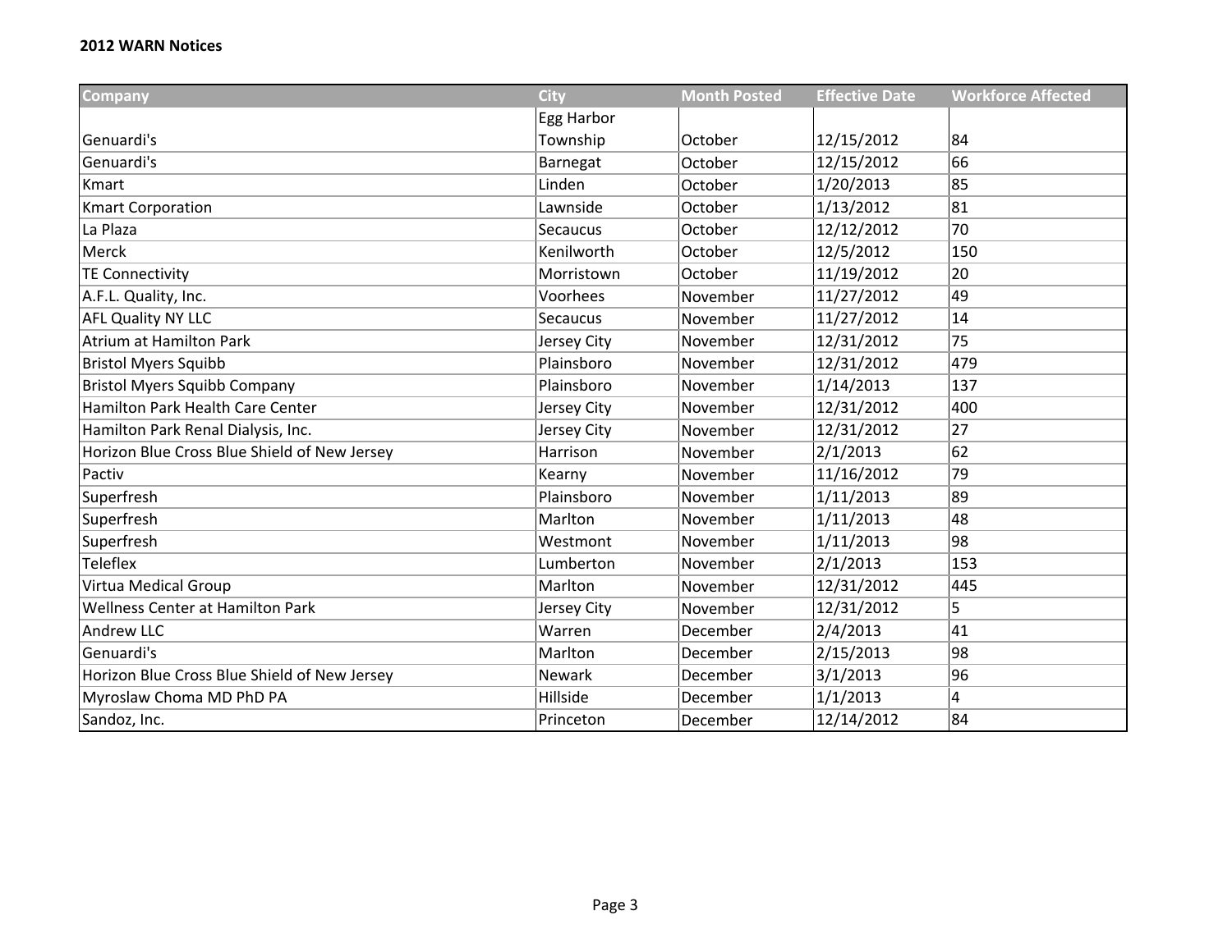**2012 WARN Notices**

| Company | City | Month Posted | Effective Date | Workforce Affected |
| --- | --- | --- | --- | --- |
| Genuardi's | Egg Harbor Township | October | 12/15/2012 | 84 |
| Genuardi's | Barnegat | October | 12/15/2012 | 66 |
| Kmart | Linden | October | 1/20/2013 | 85 |
| Kmart Corporation | Lawnside | October | 1/13/2012 | 81 |
| La Plaza | Secaucus | October | 12/12/2012 | 70 |
| Merck | Kenilworth | October | 12/5/2012 | 150 |
| TE Connectivity | Morristown | October | 11/19/2012 | 20 |
| A.F.L. Quality, Inc. | Voorhees | November | 11/27/2012 | 49 |
| AFL Quality NY LLC | Secaucus | November | 11/27/2012 | 14 |
| Atrium at Hamilton Park | Jersey City | November | 12/31/2012 | 75 |
| Bristol Myers Squibb | Plainsboro | November | 12/31/2012 | 479 |
| Bristol Myers Squibb Company | Plainsboro | November | 1/14/2013 | 137 |
| Hamilton Park Health Care Center | Jersey City | November | 12/31/2012 | 400 |
| Hamilton Park Renal Dialysis, Inc. | Jersey City | November | 12/31/2012 | 27 |
| Horizon Blue Cross Blue Shield of New Jersey | Harrison | November | 2/1/2013 | 62 |
| Pactiv | Kearny | November | 11/16/2012 | 79 |
| Superfresh | Plainsboro | November | 1/11/2013 | 89 |
| Superfresh | Marlton | November | 1/11/2013 | 48 |
| Superfresh | Westmont | November | 1/11/2013 | 98 |
| Teleflex | Lumberton | November | 2/1/2013 | 153 |
| Virtua Medical Group | Marlton | November | 12/31/2012 | 445 |
| Wellness Center at Hamilton Park | Jersey City | November | 12/31/2012 | 5 |
| Andrew LLC | Warren | December | 2/4/2013 | 41 |
| Genuardi's | Marlton | December | 2/15/2013 | 98 |
| Horizon Blue Cross Blue Shield of New Jersey | Newark | December | 3/1/2013 | 96 |
| Myroslaw Choma MD PhD PA | Hillside | December | 1/1/2013 | 4 |
| Sandoz, Inc. | Princeton | December | 12/14/2012 | 84 |